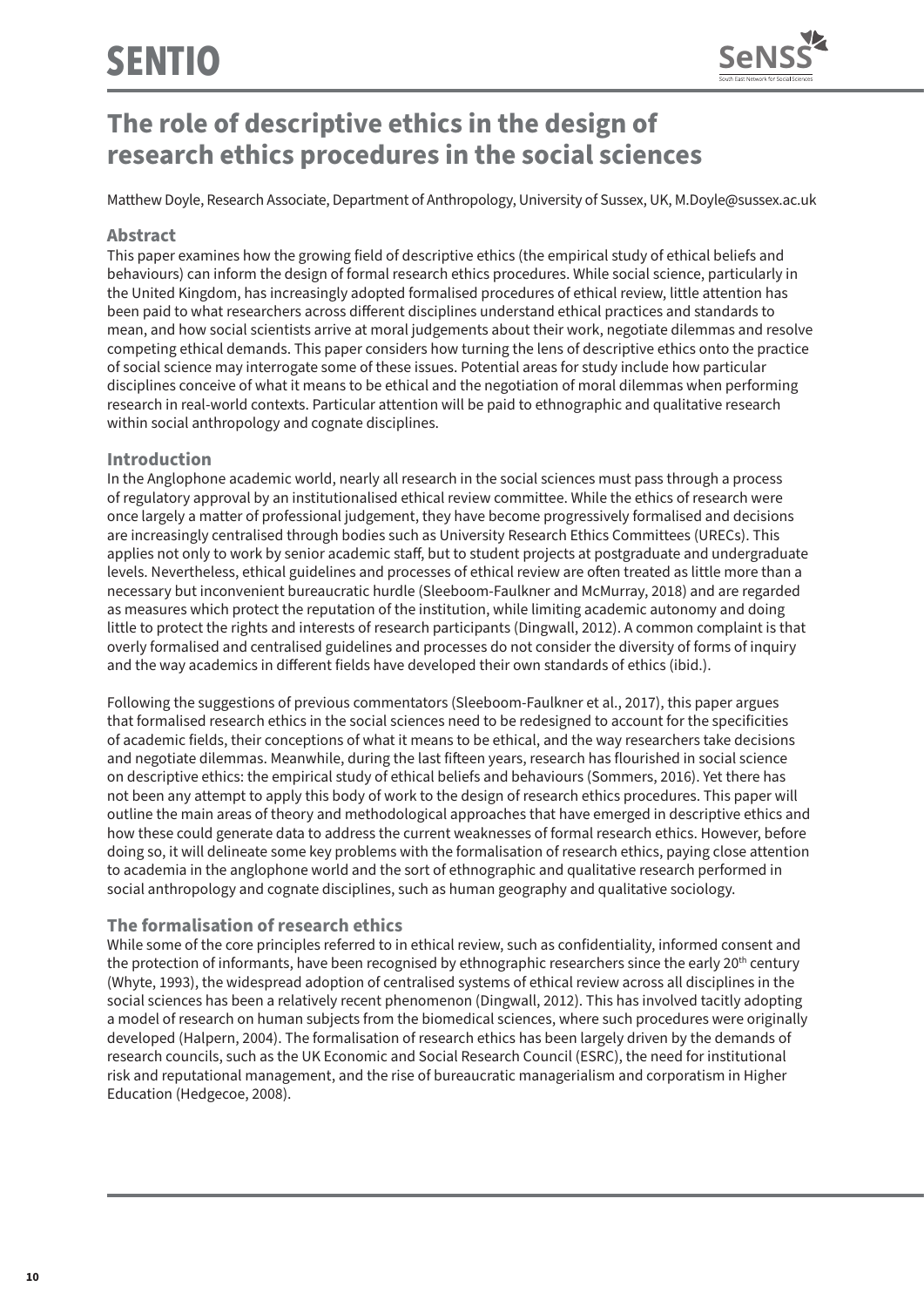# The role of descriptive ethics in the design of research ethics procedures in the social sciences

Matthew Doyle, Research Associate, Department of Anthropology, University of Sussex, UK, M.Doyle@sussex.ac.uk

## Abstract

This paper examines how the growing field of descriptive ethics (the empirical study of ethical beliefs and behaviours) can inform the design of formal research ethics procedures. While social science, particularly in the United Kingdom, has increasingly adopted formalised procedures of ethical review, little attention has been paid to what researchers across different disciplines understand ethical practices and standards to mean, and how social scientists arrive at moral judgements about their work, negotiate dilemmas and resolve competing ethical demands. This paper considers how turning the lens of descriptive ethics onto the practice of social science may interrogate some of these issues. Potential areas for study include how particular disciplines conceive of what it means to be ethical and the negotiation of moral dilemmas when performing research in real-world contexts. Particular attention will be paid to ethnographic and qualitative research within social anthropology and cognate disciplines.

## Introduction

In the Anglophone academic world, nearly all research in the social sciences must pass through a process of regulatory approval by an institutionalised ethical review committee. While the ethics of research were once largely a matter of professional judgement, they have become progressively formalised and decisions are increasingly centralised through bodies such as University Research Ethics Committees (URECs). This applies not only to work by senior academic staff, but to student projects at postgraduate and undergraduate levels. Nevertheless, ethical guidelines and processes of ethical review are often treated as little more than a necessary but inconvenient bureaucratic hurdle (Sleeboom-Faulkner and McMurray, 2018) and are regarded as measures which protect the reputation of the institution, while limiting academic autonomy and doing little to protect the rights and interests of research participants (Dingwall, 2012). A common complaint is that overly formalised and centralised guidelines and processes do not consider the diversity of forms of inquiry and the way academics in different fields have developed their own standards of ethics (ibid.).

Following the suggestions of previous commentators (Sleeboom-Faulkner et al., 2017), this paper argues that formalised research ethics in the social sciences need to be redesigned to account for the specificities of academic fields, their conceptions of what it means to be ethical, and the way researchers take decisions and negotiate dilemmas. Meanwhile, during the last fifteen years, research has flourished in social science on descriptive ethics: the empirical study of ethical beliefs and behaviours (Sommers, 2016). Yet there has not been any attempt to apply this body of work to the design of research ethics procedures. This paper will outline the main areas of theory and methodological approaches that have emerged in descriptive ethics and how these could generate data to address the current weaknesses of formal research ethics. However, before doing so, it will delineate some key problems with the formalisation of research ethics, paying close attention to academia in the anglophone world and the sort of ethnographic and qualitative research performed in social anthropology and cognate disciplines, such as human geography and qualitative sociology.

## The formalisation of research ethics

While some of the core principles referred to in ethical review, such as confidentiality, informed consent and the protection of informants, have been recognised by ethnographic researchers since the early 20th century (Whyte, 1993), the widespread adoption of centralised systems of ethical review across all disciplines in the social sciences has been a relatively recent phenomenon (Dingwall, 2012). This has involved tacitly adopting a model of research on human subjects from the biomedical sciences, where such procedures were originally developed (Halpern, 2004). The formalisation of research ethics has been largely driven by the demands of research councils, such as the UK Economic and Social Research Council (ESRC), the need for institutional risk and reputational management, and the rise of bureaucratic managerialism and corporatism in Higher Education (Hedgecoe, 2008).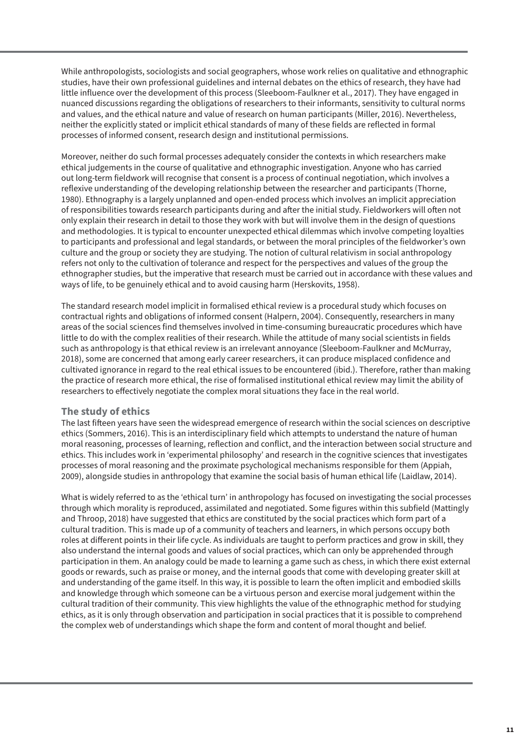While anthropologists, sociologists and social geographers, whose work relies on qualitative and ethnographic studies, have their own professional guidelines and internal debates on the ethics of research, they have had little influence over the development of this process (Sleeboom-Faulkner et al., 2017). They have engaged in nuanced discussions regarding the obligations of researchers to their informants, sensitivity to cultural norms and values, and the ethical nature and value of research on human participants (Miller, 2016). Nevertheless, neither the explicitly stated or implicit ethical standards of many of these fields are reflected in formal processes of informed consent, research design and institutional permissions.

Moreover, neither do such formal processes adequately consider the contexts in which researchers make ethical judgements in the course of qualitative and ethnographic investigation. Anyone who has carried out long-term fieldwork will recognise that consent is a process of continual negotiation, which involves a reflexive understanding of the developing relationship between the researcher and participants (Thorne, 1980). Ethnography is a largely unplanned and open-ended process which involves an implicit appreciation of responsibilities towards research participants during and after the initial study. Fieldworkers will often not only explain their research in detail to those they work with but will involve them in the design of questions and methodologies. It is typical to encounter unexpected ethical dilemmas which involve competing loyalties to participants and professional and legal standards, or between the moral principles of the fieldworker's own culture and the group or society they are studying. The notion of cultural relativism in social anthropology refers not only to the cultivation of tolerance and respect for the perspectives and values of the group the ethnographer studies, but the imperative that research must be carried out in accordance with these values and ways of life, to be genuinely ethical and to avoid causing harm (Herskovits, 1958).

The standard research model implicit in formalised ethical review is a procedural study which focuses on contractual rights and obligations of informed consent (Halpern, 2004). Consequently, researchers in many areas of the social sciences find themselves involved in time-consuming bureaucratic procedures which have little to do with the complex realities of their research. While the attitude of many social scientists in fields such as anthropology is that ethical review is an irrelevant annoyance (Sleeboom-Faulkner and McMurray, 2018), some are concerned that among early career researchers, it can produce misplaced confidence and cultivated ignorance in regard to the real ethical issues to be encountered (ibid.). Therefore, rather than making the practice of research more ethical, the rise of formalised institutional ethical review may limit the ability of researchers to effectively negotiate the complex moral situations they face in the real world.

## The study of ethics

The last fifteen years have seen the widespread emergence of research within the social sciences on descriptive ethics (Sommers, 2016). This is an interdisciplinary field which attempts to understand the nature of human moral reasoning, processes of learning, reflection and conflict, and the interaction between social structure and ethics. This includes work in 'experimental philosophy' and research in the cognitive sciences that investigates processes of moral reasoning and the proximate psychological mechanisms responsible for them (Appiah, 2009), alongside studies in anthropology that examine the social basis of human ethical life (Laidlaw, 2014).

What is widely referred to as the 'ethical turn' in anthropology has focused on investigating the social processes through which morality is reproduced, assimilated and negotiated. Some figures within this subfield (Mattingly and Throop, 2018) have suggested that ethics are constituted by the social practices which form part of a cultural tradition. This is made up of a community of teachers and learners, in which persons occupy both roles at different points in their life cycle. As individuals are taught to perform practices and grow in skill, they also understand the internal goods and values of social practices, which can only be apprehended through participation in them. An analogy could be made to learning a game such as chess, in which there exist external goods or rewards, such as praise or money, and the internal goods that come with developing greater skill at and understanding of the game itself. In this way, it is possible to learn the often implicit and embodied skills and knowledge through which someone can be a virtuous person and exercise moral judgement within the cultural tradition of their community. This view highlights the value of the ethnographic method for studying ethics, as it is only through observation and participation in social practices that it is possible to comprehend the complex web of understandings which shape the form and content of moral thought and belief.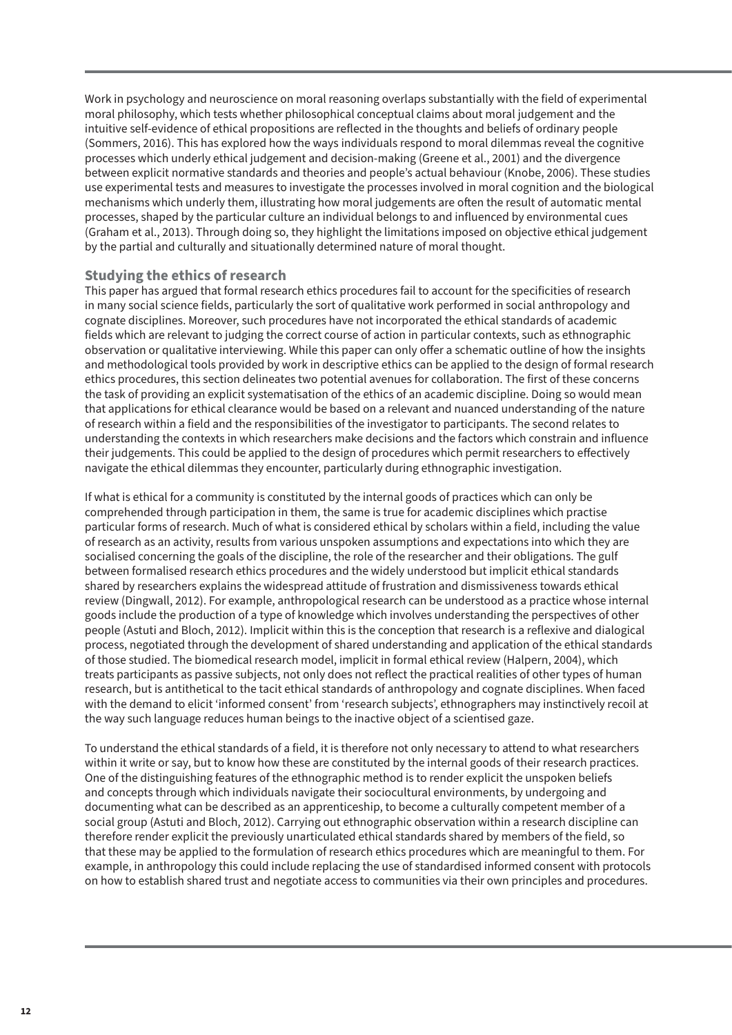Work in psychology and neuroscience on moral reasoning overlaps substantially with the field of experimental moral philosophy, which tests whether philosophical conceptual claims about moral judgement and the intuitive self-evidence of ethical propositions are reflected in the thoughts and beliefs of ordinary people (Sommers, 2016). This has explored how the ways individuals respond to moral dilemmas reveal the cognitive processes which underly ethical judgement and decision-making (Greene et al., 2001) and the divergence between explicit normative standards and theories and people's actual behaviour (Knobe, 2006). These studies use experimental tests and measures to investigate the processes involved in moral cognition and the biological mechanisms which underly them, illustrating how moral judgements are often the result of automatic mental processes, shaped by the particular culture an individual belongs to and influenced by environmental cues (Graham et al., 2013). Through doing so, they highlight the limitations imposed on objective ethical judgement by the partial and culturally and situationally determined nature of moral thought.

## Studying the ethics of research

This paper has argued that formal research ethics procedures fail to account for the specificities of research in many social science fields, particularly the sort of qualitative work performed in social anthropology and cognate disciplines. Moreover, such procedures have not incorporated the ethical standards of academic fields which are relevant to judging the correct course of action in particular contexts, such as ethnographic observation or qualitative interviewing. While this paper can only offer a schematic outline of how the insights and methodological tools provided by work in descriptive ethics can be applied to the design of formal research ethics procedures, this section delineates two potential avenues for collaboration. The first of these concerns the task of providing an explicit systematisation of the ethics of an academic discipline. Doing so would mean that applications for ethical clearance would be based on a relevant and nuanced understanding of the nature of research within a field and the responsibilities of the investigator to participants. The second relates to understanding the contexts in which researchers make decisions and the factors which constrain and influence their judgements. This could be applied to the design of procedures which permit researchers to effectively navigate the ethical dilemmas they encounter, particularly during ethnographic investigation.

If what is ethical for a community is constituted by the internal goods of practices which can only be comprehended through participation in them, the same is true for academic disciplines which practise particular forms of research. Much of what is considered ethical by scholars within a field, including the value of research as an activity, results from various unspoken assumptions and expectations into which they are socialised concerning the goals of the discipline, the role of the researcher and their obligations. The gulf between formalised research ethics procedures and the widely understood but implicit ethical standards shared by researchers explains the widespread attitude of frustration and dismissiveness towards ethical review (Dingwall, 2012). For example, anthropological research can be understood as a practice whose internal goods include the production of a type of knowledge which involves understanding the perspectives of other people (Astuti and Bloch, 2012). Implicit within this is the conception that research is a reflexive and dialogical process, negotiated through the development of shared understanding and application of the ethical standards of those studied. The biomedical research model, implicit in formal ethical review (Halpern, 2004), which treats participants as passive subjects, not only does not reflect the practical realities of other types of human research, but is antithetical to the tacit ethical standards of anthropology and cognate disciplines. When faced with the demand to elicit 'informed consent' from 'research subjects', ethnographers may instinctively recoil at the way such language reduces human beings to the inactive object of a scientised gaze.

To understand the ethical standards of a field, it is therefore not only necessary to attend to what researchers within it write or say, but to know how these are constituted by the internal goods of their research practices. One of the distinguishing features of the ethnographic method is to render explicit the unspoken beliefs and concepts through which individuals navigate their sociocultural environments, by undergoing and documenting what can be described as an apprenticeship, to become a culturally competent member of a social group (Astuti and Bloch, 2012). Carrying out ethnographic observation within a research discipline can therefore render explicit the previously unarticulated ethical standards shared by members of the field, so that these may be applied to the formulation of research ethics procedures which are meaningful to them. For example, in anthropology this could include replacing the use of standardised informed consent with protocols on how to establish shared trust and negotiate access to communities via their own principles and procedures.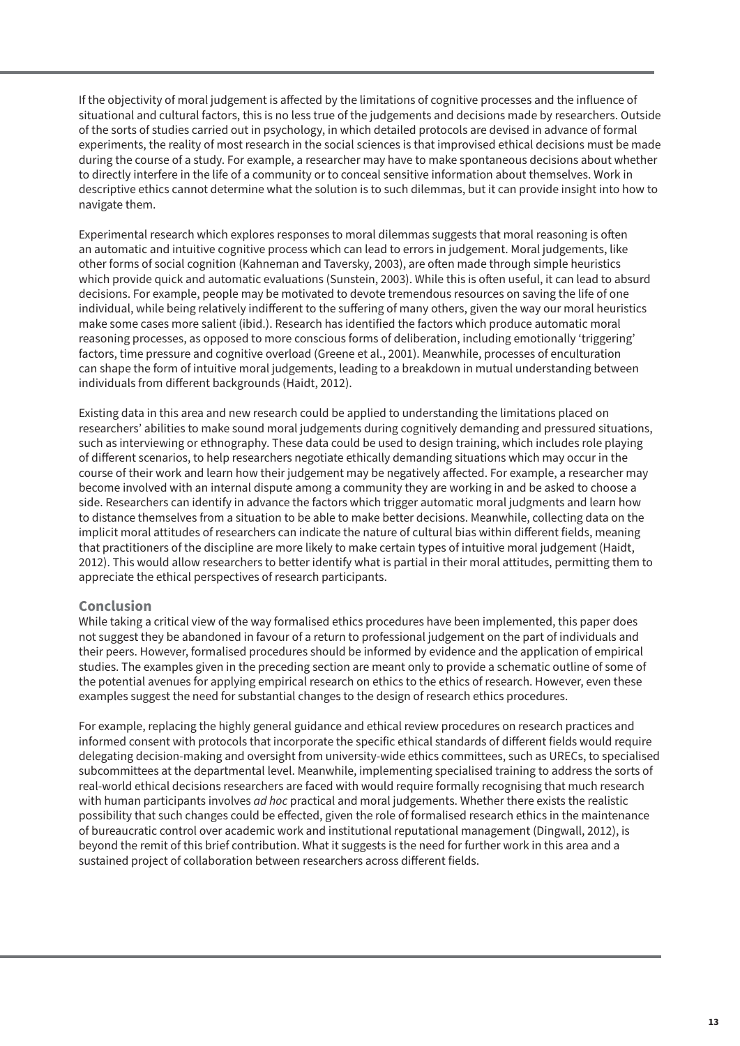If the objectivity of moral judgement is affected by the limitations of cognitive processes and the influence of situational and cultural factors, this is no less true of the judgements and decisions made by researchers. Outside of the sorts of studies carried out in psychology, in which detailed protocols are devised in advance of formal experiments, the reality of most research in the social sciences is that improvised ethical decisions must be made during the course of a study. For example, a researcher may have to make spontaneous decisions about whether to directly interfere in the life of a community or to conceal sensitive information about themselves. Work in descriptive ethics cannot determine what the solution is to such dilemmas, but it can provide insight into how to navigate them.

Experimental research which explores responses to moral dilemmas suggests that moral reasoning is often an automatic and intuitive cognitive process which can lead to errors in judgement. Moral judgements, like other forms of social cognition (Kahneman and Taversky, 2003), are often made through simple heuristics which provide quick and automatic evaluations (Sunstein, 2003). While this is often useful, it can lead to absurd decisions. For example, people may be motivated to devote tremendous resources on saving the life of one individual, while being relatively indifferent to the suffering of many others, given the way our moral heuristics make some cases more salient (ibid.). Research has identified the factors which produce automatic moral reasoning processes, as opposed to more conscious forms of deliberation, including emotionally 'triggering' factors, time pressure and cognitive overload (Greene et al., 2001). Meanwhile, processes of enculturation can shape the form of intuitive moral judgements, leading to a breakdown in mutual understanding between individuals from different backgrounds (Haidt, 2012).

Existing data in this area and new research could be applied to understanding the limitations placed on researchers' abilities to make sound moral judgements during cognitively demanding and pressured situations, such as interviewing or ethnography. These data could be used to design training, which includes role playing of different scenarios, to help researchers negotiate ethically demanding situations which may occur in the course of their work and learn how their judgement may be negatively affected. For example, a researcher may become involved with an internal dispute among a community they are working in and be asked to choose a side. Researchers can identify in advance the factors which trigger automatic moral judgments and learn how to distance themselves from a situation to be able to make better decisions. Meanwhile, collecting data on the implicit moral attitudes of researchers can indicate the nature of cultural bias within different fields, meaning that practitioners of the discipline are more likely to make certain types of intuitive moral judgement (Haidt, 2012). This would allow researchers to better identify what is partial in their moral attitudes, permitting them to appreciate the ethical perspectives of research participants.

## Conclusion

While taking a critical view of the way formalised ethics procedures have been implemented, this paper does not suggest they be abandoned in favour of a return to professional judgement on the part of individuals and their peers. However, formalised procedures should be informed by evidence and the application of empirical studies. The examples given in the preceding section are meant only to provide a schematic outline of some of the potential avenues for applying empirical research on ethics to the ethics of research. However, even these examples suggest the need for substantial changes to the design of research ethics procedures.

For example, replacing the highly general guidance and ethical review procedures on research practices and informed consent with protocols that incorporate the specific ethical standards of different fields would require delegating decision-making and oversight from university-wide ethics committees, such as URECs, to specialised subcommittees at the departmental level. Meanwhile, implementing specialised training to address the sorts of real-world ethical decisions researchers are faced with would require formally recognising that much research with human participants involves *ad hoc* practical and moral judgements. Whether there exists the realistic possibility that such changes could be effected, given the role of formalised research ethics in the maintenance of bureaucratic control over academic work and institutional reputational management (Dingwall, 2012), is beyond the remit of this brief contribution. What it suggests is the need for further work in this area and a sustained project of collaboration between researchers across different fields.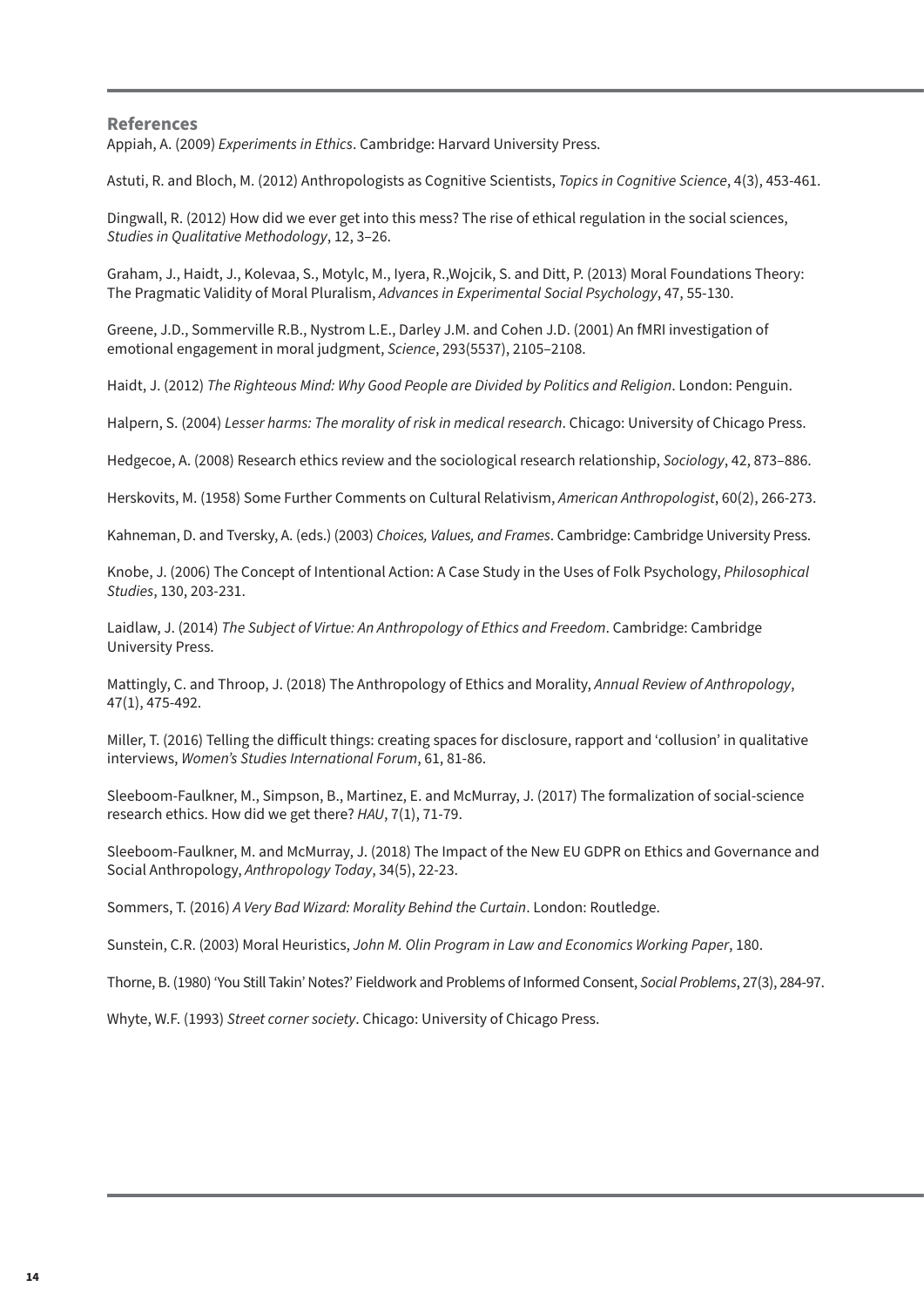## References

Appiah, A. (2009) *Experiments in Ethics*. Cambridge: Harvard University Press.

Astuti, R. and Bloch, M. (2012) Anthropologists as Cognitive Scientists, *Topics in Cognitive Science*, 4(3), 453-461.

Dingwall, R. (2012) How did we ever get into this mess? The rise of ethical regulation in the social sciences, *Studies in Qualitative Methodology*, 12, 3–26.

Graham, J., Haidt, J., Kolevaa, S., Motylc, M., Iyera, R.,Wojcik, S. and Ditt, P. (2013) Moral Foundations Theory: The Pragmatic Validity of Moral Pluralism, *Advances in Experimental Social Psychology*, 47, 55-130.

Greene, J.D., Sommerville R.B., Nystrom L.E., Darley J.M. and Cohen J.D. (2001) An fMRI investigation of emotional engagement in moral judgment, *Science*, 293(5537), 2105–2108.

Haidt, J. (2012) *The Righteous Mind: Why Good People are Divided by Politics and Religion*. London: Penguin.

Halpern, S. (2004) *Lesser harms: The morality of risk in medical research*. Chicago: University of Chicago Press.

Hedgecoe, A. (2008) Research ethics review and the sociological research relationship, *Sociology*, 42, 873–886.

Herskovits, M. (1958) Some Further Comments on Cultural Relativism, *American Anthropologist*, 60(2), 266-273.

Kahneman, D. and Tversky, A. (eds.) (2003) *Choices, Values, and Frames*. Cambridge: Cambridge University Press.

Knobe, J. (2006) The Concept of Intentional Action: A Case Study in the Uses of Folk Psychology, *Philosophical Studies*, 130, 203-231.

Laidlaw, J. (2014) *The Subject of Virtue: An Anthropology of Ethics and Freedom*. Cambridge: Cambridge University Press.

Mattingly, C. and Throop, J. (2018) The Anthropology of Ethics and Morality, *Annual Review of Anthropology*, 47(1), 475-492.

Miller, T. (2016) Telling the difficult things: creating spaces for disclosure, rapport and 'collusion' in qualitative interviews, *Women's Studies International Forum*, 61, 81-86.

Sleeboom-Faulkner, M., Simpson, B., Martinez, E. and McMurray, J. (2017) The formalization of social-science research ethics. How did we get there? *HAU*, 7(1), 71-79.

Sleeboom-Faulkner, M. and McMurray, J. (2018) The Impact of the New EU GDPR on Ethics and Governance and Social Anthropology, *Anthropology Today*, 34(5), 22-23.

Sommers, T. (2016) *A Very Bad Wizard: Morality Behind the Curtain*. London: Routledge.

Sunstein, C.R. (2003) Moral Heuristics, *John M. Olin Program in Law and Economics Working Paper*, 180.

Thorne, B. (1980) 'You Still Takin' Notes?' Fieldwork and Problems of Informed Consent, *Social Problems*, 27(3), 284-97.

Whyte, W.F. (1993) *Street corner society*. Chicago: University of Chicago Press.